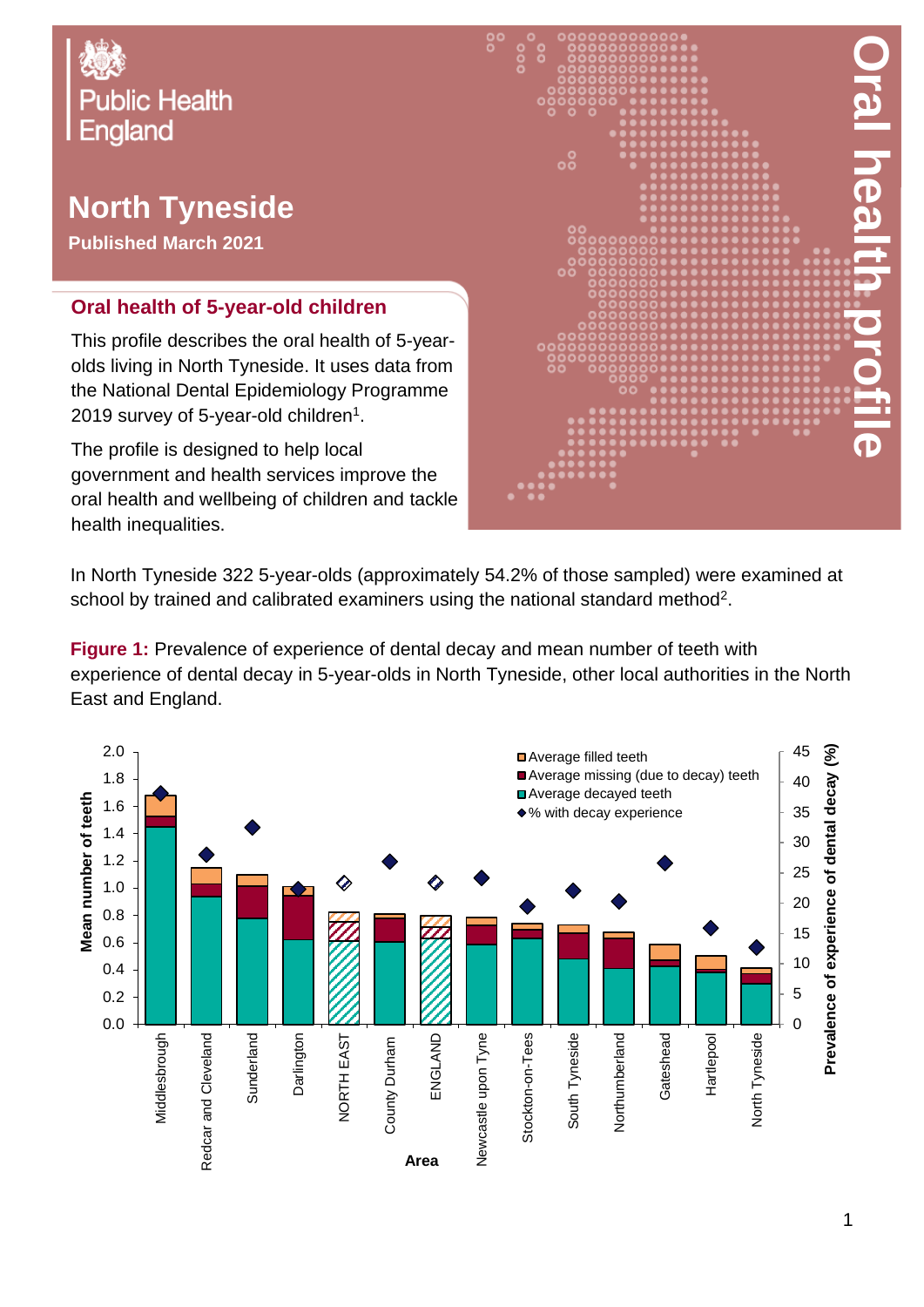Public Health England

# North Tyneside

**Published March 2021**

# Oral health profile

## Oral health of 5-year-old children

This profile describes the oral health of 5-year-olds living in North Tyneside. It uses data from the National Dental Epidemiology Programme 2019 survey of 5-year-old children[1].

The profile is designed to help local government and health services improve the oral health and wellbeing of children and tackle health inequalities.

In North Tyneside 322 5-year-olds (approximately 54.2% of those sampled) were examined at school by trained and calibrated examiners using the national standard method[2].

**Figure 1:** Prevalence of experience of dental decay and mean number of teeth with experience of dental decay in 5-year-olds in North Tyneside, other local authorities in the North East and England.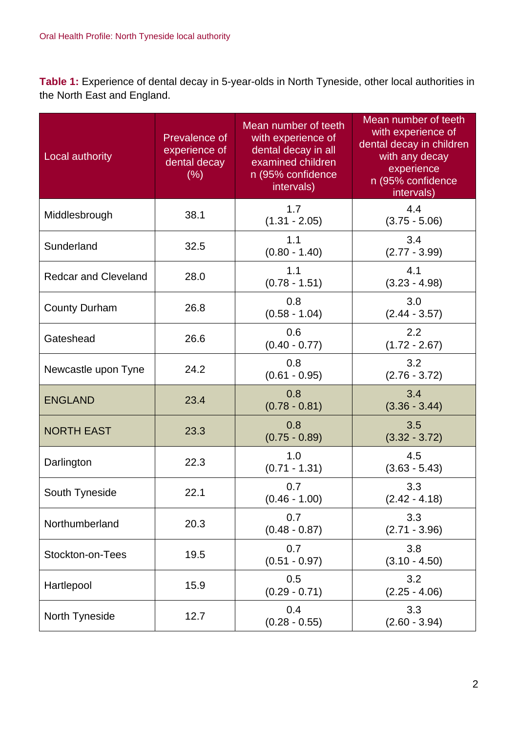**Table 1:** Experience of dental decay in 5-year-olds in North Tyneside, other local authorities in the North East and England.

| Local authority | Prevalence of experience of dental decay (%) | Mean number of teeth with experience of dental decay in all examined children n (95% confidence intervals) | Mean number of teeth with experience of dental decay in children with any decay experience n (95% confidence intervals) |
|---|---|---|---|
| Middlesbrough | 38.1 | 1.7 (1.31 - 2.05) | 4.4 (3.75 - 5.06) |
| Sunderland | 32.5 | 1.1 (0.80 - 1.40) | 3.4 (2.77 - 3.99) |
| Redcar and Cleveland | 28.0 | 1.1 (0.78 - 1.51) | 4.1 (3.23 - 4.98) |
| County Durham | 26.8 | 0.8 (0.58 - 1.04) | 3.0 (2.44 - 3.57) |
| Gateshead | 26.6 | 0.6 (0.40 - 0.77) | 2.2 (1.72 - 2.67) |
| Newcastle upon Tyne | 24.2 | 0.8 (0.61 - 0.95) | 3.2 (2.76 - 3.72) |
| ENGLAND | 23.4 | 0.8 (0.78 - 0.81) | 3.4 (3.36 - 3.44) |
| NORTH EAST | 23.3 | 0.8 (0.75 - 0.89) | 3.5 (3.32 - 3.72) |
| Darlington | 22.3 | 1.0 (0.71 - 1.31) | 4.5 (3.63 - 5.43) |
| South Tyneside | 22.1 | 0.7 (0.46 - 1.00) | 3.3 (2.42 - 4.18) |
| Northumberland | 20.3 | 0.7 (0.48 - 0.87) | 3.3 (2.71 - 3.96) |
| Stockton-on-Tees | 19.5 | 0.7 (0.51 - 0.97) | 3.8 (3.10 - 4.50) |
| Hartlepool | 15.9 | 0.5 (0.29 - 0.71) | 3.2 (2.25 - 4.06) |
| North Tyneside | 12.7 | 0.4 (0.28 - 0.55) | 3.3 (2.60 - 3.94) |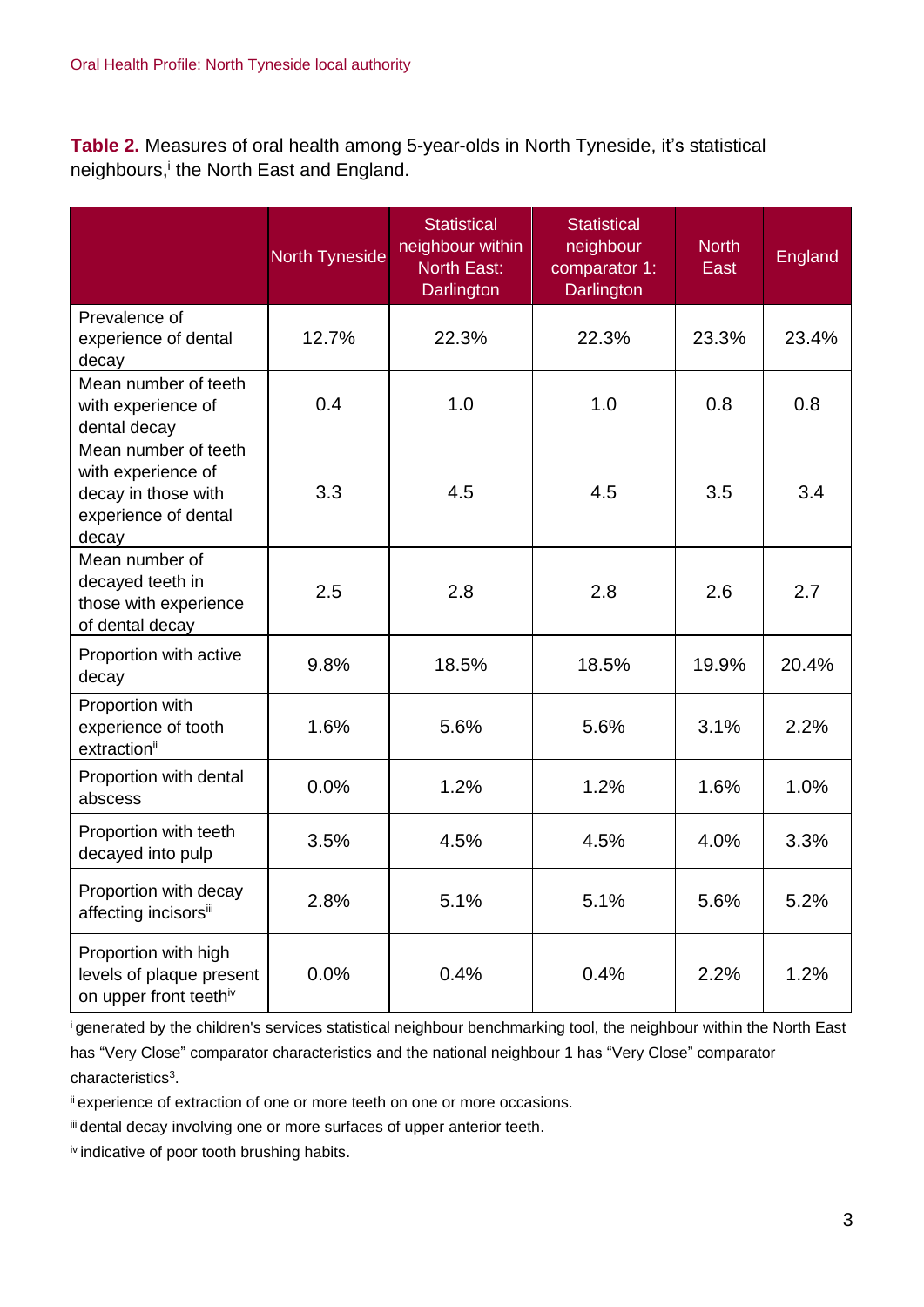**Table 2.** Measures of oral health among 5-year-olds in North Tyneside, it's statistical neighbours,[i] the North East and England.

| | North Tyneside | Statistical neighbour within North East: Darlington | Statistical neighbour comparator 1: Darlington | North East | England |
|---|---|---|---|---|---|
| Prevalence of experience of dental decay | 12.7% | 22.3% | 22.3% | 23.3% | 23.4% |
| Mean number of teeth with experience of dental decay | 0.4 | 1.0 | 1.0 | 0.8 | 0.8 |
| Mean number of teeth with experience of decay in those with experience of dental decay | 3.3 | 4.5 | 4.5 | 3.5 | 3.4 |
| Mean number of decayed teeth in those with experience of dental decay | 2.5 | 2.8 | 2.8 | 2.6 | 2.7 |
| Proportion with active decay | 9.8% | 18.5% | 18.5% | 19.9% | 20.4% |
| Proportion with experience of tooth extraction[ii] | 1.6% | 5.6% | 5.6% | 3.1% | 2.2% |
| Proportion with dental abscess | 0.0% | 1.2% | 1.2% | 1.6% | 1.0% |
| Proportion with teeth decayed into pulp | 3.5% | 4.5% | 4.5% | 4.0% | 3.3% |
| Proportion with decay affecting incisors[iii] | 2.8% | 5.1% | 5.1% | 5.6% | 5.2% |
| Proportion with high levels of plaque present on upper front teeth[iv] | 0.0% | 0.4% | 0.4% | 2.2% | 1.2% |

[i] generated by the children's services statistical neighbour benchmarking tool, the neighbour within the North East has "Very Close" comparator characteristics and the national neighbour 1 has "Very Close" comparator characteristics[3].

[ii] experience of extraction of one or more teeth on one or more occasions.

[iii] dental decay involving one or more surfaces of upper anterior teeth.

[iv] indicative of poor tooth brushing habits.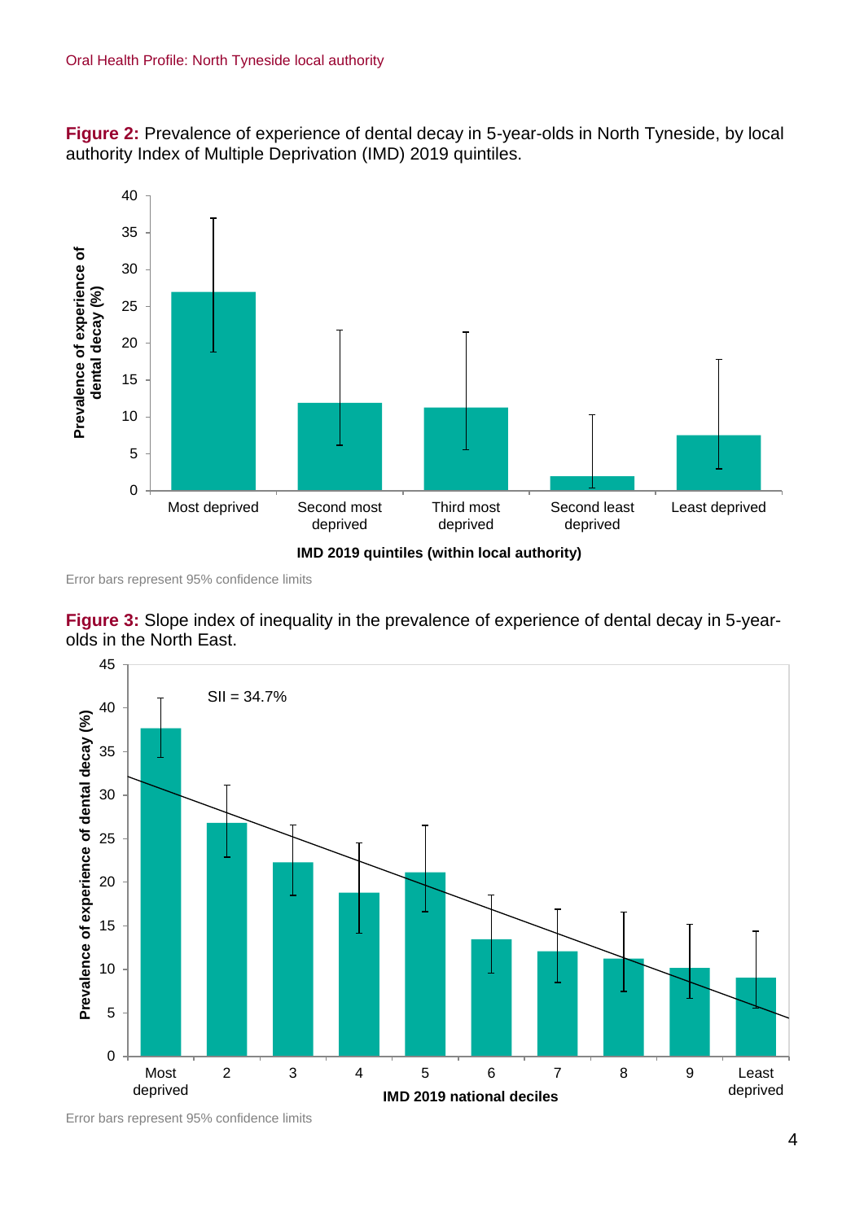**Figure 2:** Prevalence of experience of dental decay in 5-year-olds in North Tyneside, by local authority Index of Multiple Deprivation (IMD) 2019 quintiles.

Error bars represent 95% confidence limits

**Figure 3:** Slope index of inequality in the prevalence of experience of dental decay in 5-year-olds in the North East.

Error bars represent 95% confidence limits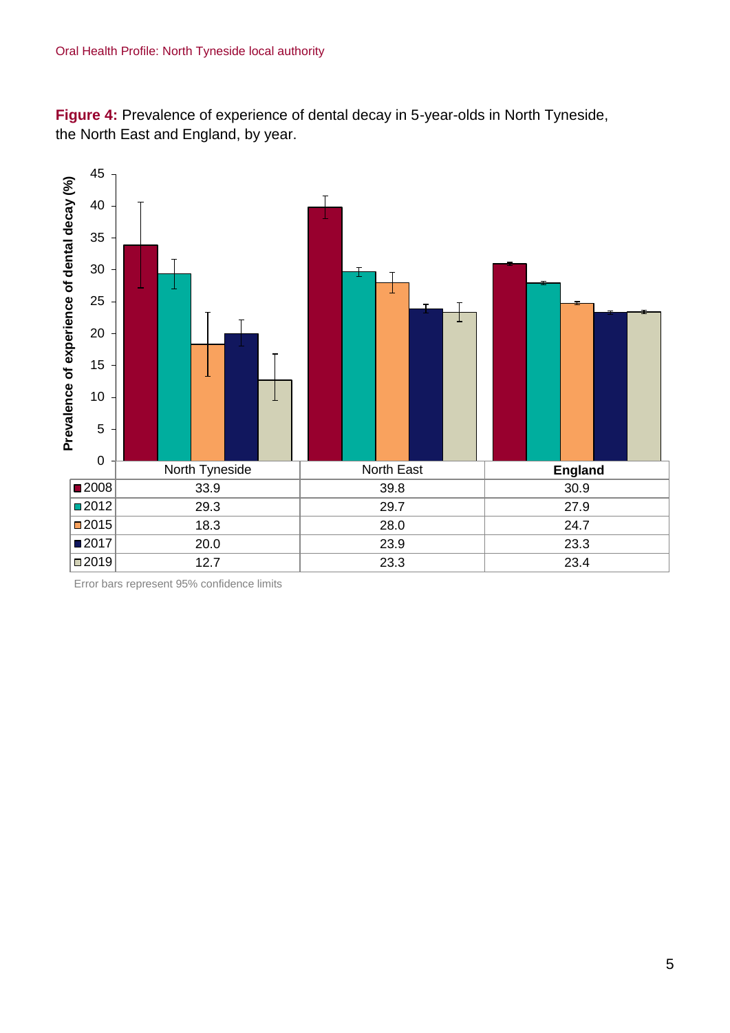**Figure 4:** Prevalence of experience of dental decay in 5-year-olds in North Tyneside, the North East and England, by year.

| | North Tyneside | North East | England |
|---|---|---|---|
| 2008 | 33.9 | 39.8 | 30.9 |
| 2012 | 29.3 | 29.7 | 27.9 |
| 2015 | 18.3 | 28.0 | 24.7 |
| 2017 | 20.0 | 23.9 | 23.3 |
| 2019 | 12.7 | 23.3 | 23.4 |

Error bars represent 95% confidence limits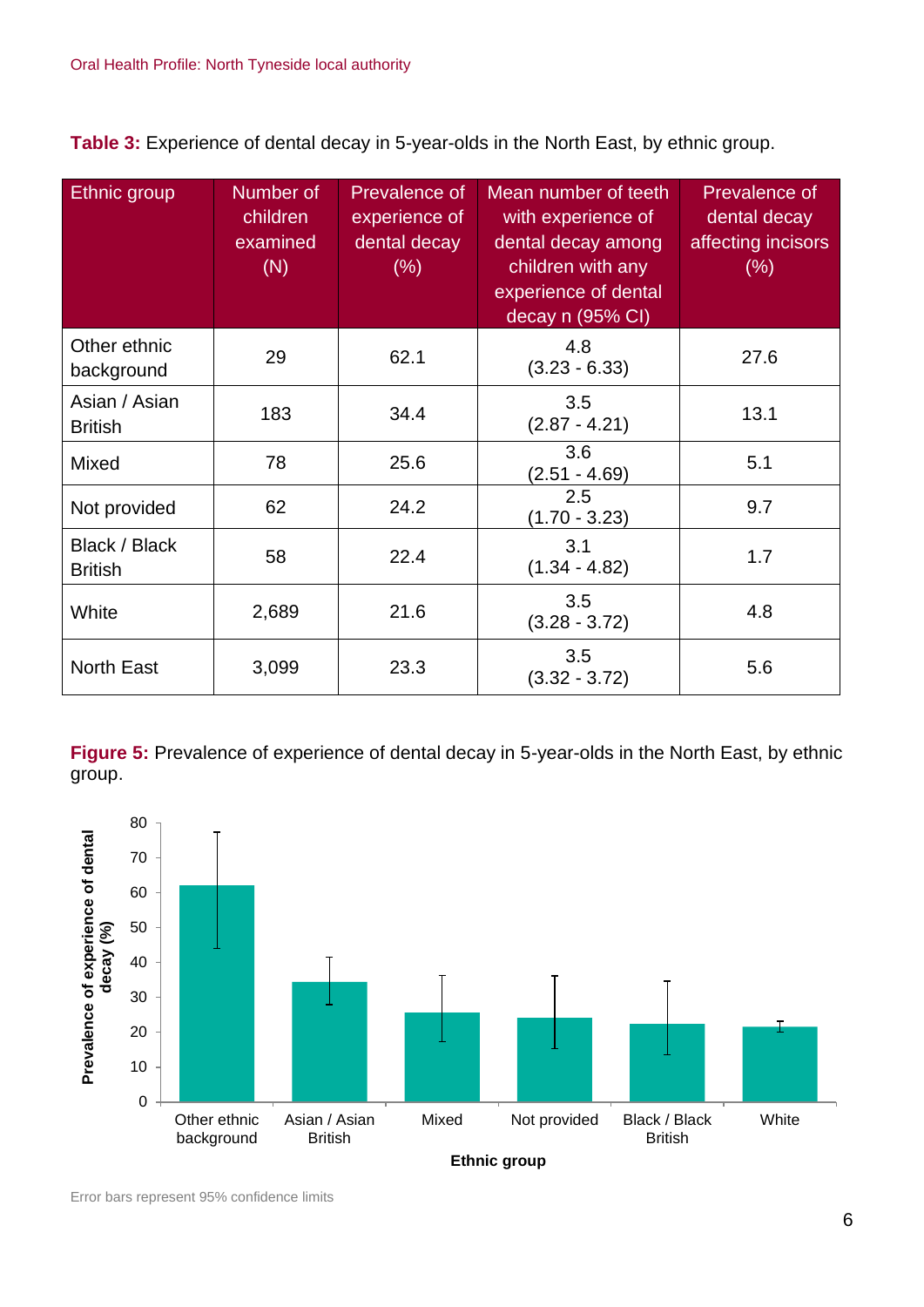**Table 3:** Experience of dental decay in 5-year-olds in the North East, by ethnic group.

| Ethnic group | Number of children examined (N) | Prevalence of experience of dental decay (%) | Mean number of teeth with experience of dental decay among children with any experience of dental decay n (95% CI) | Prevalence of dental decay affecting incisors (%) |
|---|---|---|---|---|
| Other ethnic background | 29 | 62.1 | 4.8 (3.23 - 6.33) | 27.6 |
| Asian / Asian British | 183 | 34.4 | 3.5 (2.87 - 4.21) | 13.1 |
| Mixed | 78 | 25.6 | 3.6 (2.51 - 4.69) | 5.1 |
| Not provided | 62 | 24.2 | 2.5 (1.70 - 3.23) | 9.7 |
| Black / Black British | 58 | 22.4 | 3.1 (1.34 - 4.82) | 1.7 |
| White | 2,689 | 21.6 | 3.5 (3.28 - 3.72) | 4.8 |
| North East | 3,099 | 23.3 | 3.5 (3.32 - 3.72) | 5.6 |

**Figure 5:** Prevalence of experience of dental decay in 5-year-olds in the North East, by ethnic group.

Error bars represent 95% confidence limits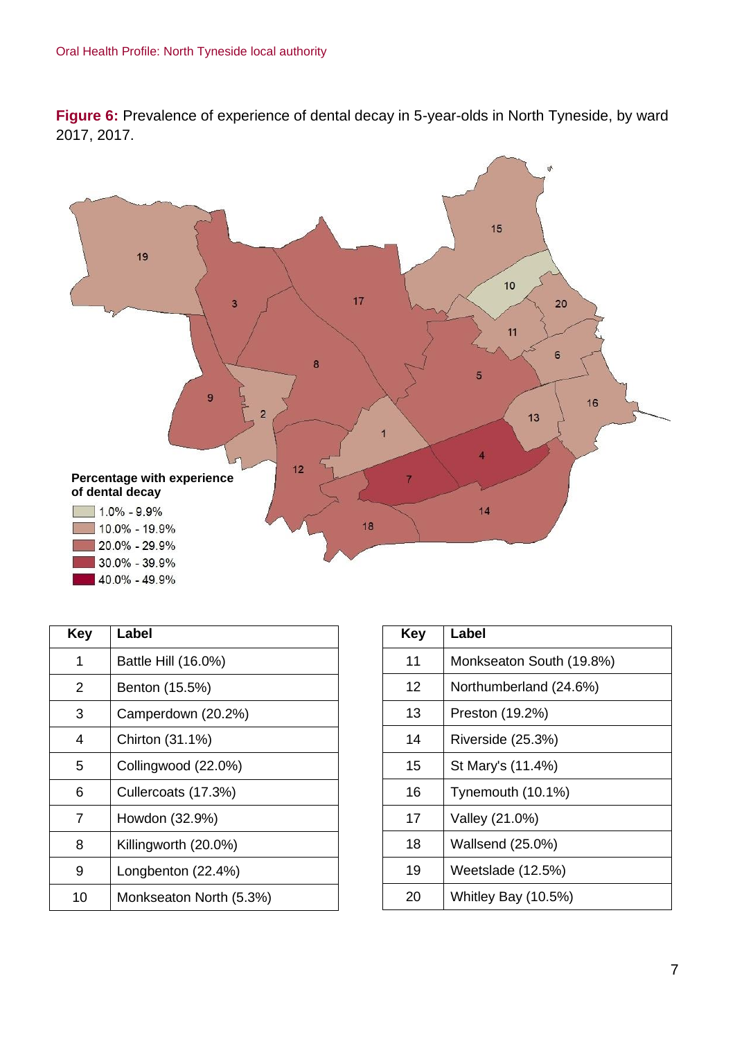**Figure 6:** Prevalence of experience of dental decay in 5-year-olds in North Tyneside, by ward 2017, 2017.

Percentage with experience of dental decay

- 1.0% - 9.9%
- 10.0% - 19.9%
- 20.0% - 29.9%
- 30.0% - 39.9%
- 40.0% - 49.9%

| Key | Label |
|---|---|
| 1 | Battle Hill (16.0%) |
| 2 | Benton (15.5%) |
| 3 | Camperdown (20.2%) |
| 4 | Chirton (31.1%) |
| 5 | Collingwood (22.0%) |
| 6 | Cullercoats (17.3%) |
| 7 | Howdon (32.9%) |
| 8 | Killingworth (20.0%) |
| 9 | Longbenton (22.4%) |
| 10 | Monkseaton North (5.3%) |

| Key | Label |
|---|---|
| 11 | Monkseaton South (19.8%) |
| 12 | Northumberland (24.6%) |
| 13 | Preston (19.2%) |
| 14 | Riverside (25.3%) |
| 15 | St Mary's (11.4%) |
| 16 | Tynemouth (10.1%) |
| 17 | Valley (21.0%) |
| 18 | Wallsend (25.0%) |
| 19 | Weetslade (12.5%) |
| 20 | Whitley Bay (10.5%) |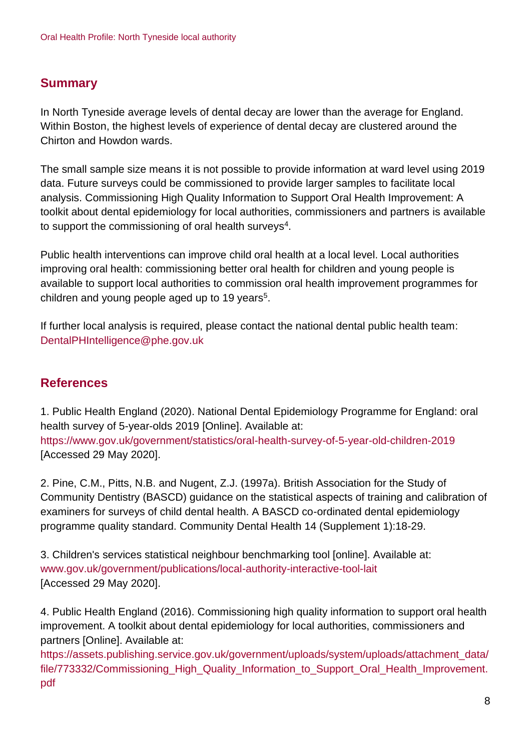## Summary

In North Tyneside average levels of dental decay are lower than the average for England. Within Boston, the highest levels of experience of dental decay are clustered around the Chirton and Howdon wards.

The small sample size means it is not possible to provide information at ward level using 2019 data. Future surveys could be commissioned to provide larger samples to facilitate local analysis. Commissioning High Quality Information to Support Oral Health Improvement: A toolkit about dental epidemiology for local authorities, commissioners and partners is available to support the commissioning of oral health surveys[4].

Public health interventions can improve child oral health at a local level. Local authorities improving oral health: commissioning better oral health for children and young people is available to support local authorities to commission oral health improvement programmes for children and young people aged up to 19 years[5].

If further local analysis is required, please contact the national dental public health team: DentalPHIntelligence@phe.gov.uk

## References

1. Public Health England (2020). National Dental Epidemiology Programme for England: oral health survey of 5-year-olds 2019 [Online]. Available at: https://www.gov.uk/government/statistics/oral-health-survey-of-5-year-old-children-2019 [Accessed 29 May 2020].

2. Pine, C.M., Pitts, N.B. and Nugent, Z.J. (1997a). British Association for the Study of Community Dentistry (BASCD) guidance on the statistical aspects of training and calibration of examiners for surveys of child dental health. A BASCD co-ordinated dental epidemiology programme quality standard. Community Dental Health 14 (Supplement 1):18-29.

3. Children's services statistical neighbour benchmarking tool [online]. Available at: www.gov.uk/government/publications/local-authority-interactive-tool-lait [Accessed 29 May 2020].

4. Public Health England (2016). Commissioning high quality information to support oral health improvement. A toolkit about dental epidemiology for local authorities, commissioners and partners [Online]. Available at: https://assets.publishing.service.gov.uk/government/uploads/system/uploads/attachment_data/file/773332/Commissioning_High_Quality_Information_to_Support_Oral_Health_Improvement.pdf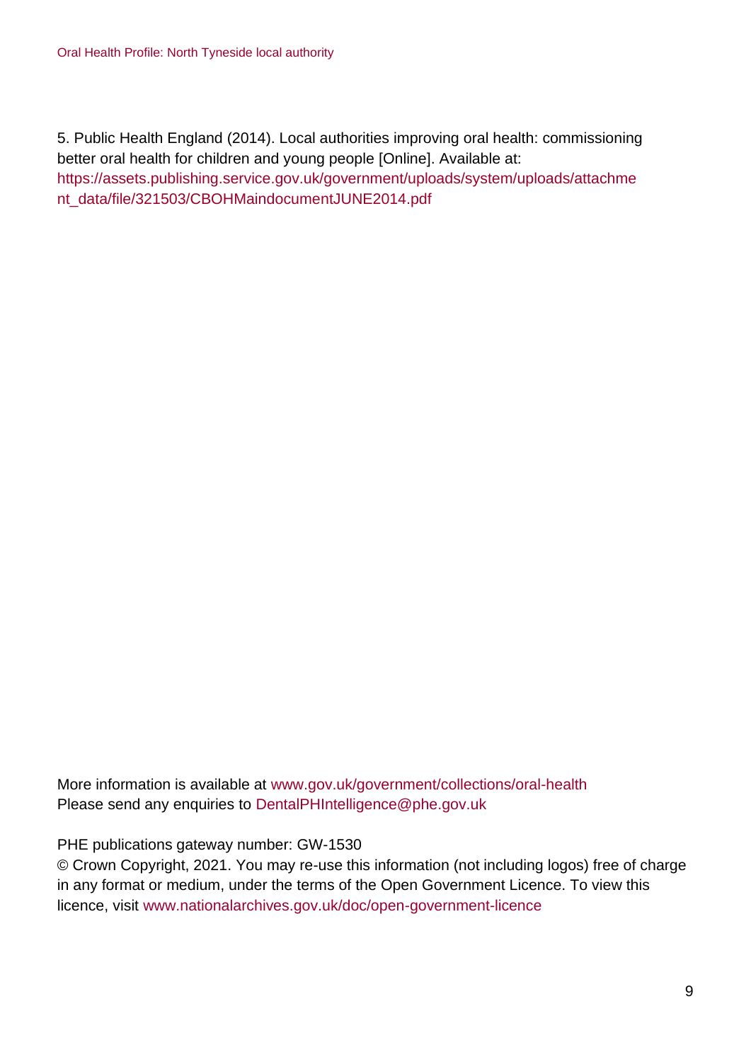5. Public Health England (2014). Local authorities improving oral health: commissioning better oral health for children and young people [Online]. Available at: https://assets.publishing.service.gov.uk/government/uploads/system/uploads/attachment_data/file/321503/CBOHMaindocumentJUNE2014.pdf

More information is available at www.gov.uk/government/collections/oral-health
Please send any enquiries to DentalPHIntelligence@phe.gov.uk

PHE publications gateway number: GW-1530
© Crown Copyright, 2021. You may re-use this information (not including logos) free of charge in any format or medium, under the terms of the Open Government Licence. To view this licence, visit www.nationalarchives.gov.uk/doc/open-government-licence